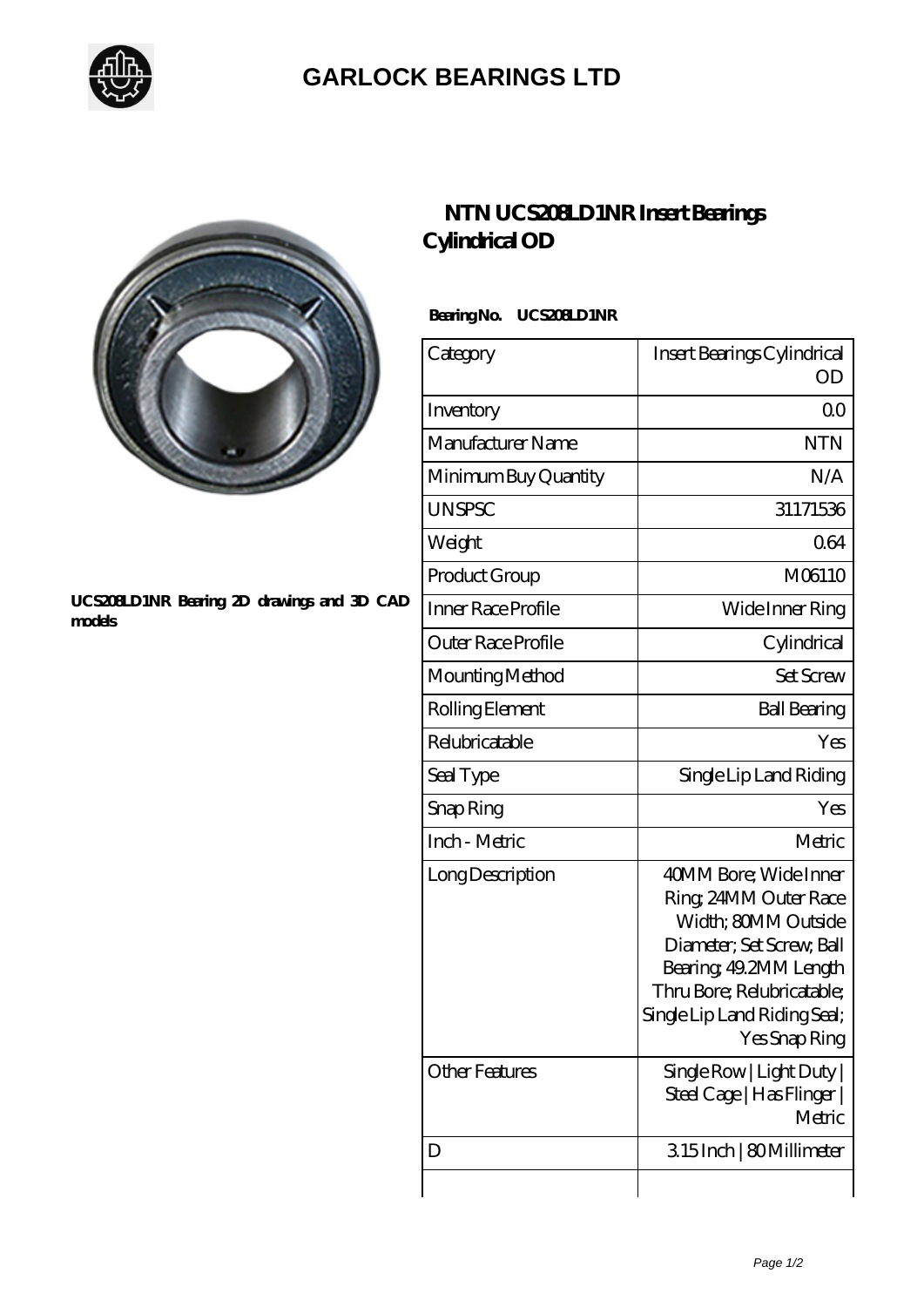# GARLOCK BEARINGS LTD

UCS208LD1NR Bearing 2D drawings and 3D CAD models

## NTN UCS208LD1NR Insert Bearings Cylindrical OD

**Bearing No. UCS208LD1NR**

| Category | Insert Bearings Cylindrical OD |
|---|---|
| Inventory | 0.0 |
| Manufacturer Name | NTN |
| Minimum Buy Quantity | N/A |
| UNSPSC | 31171536 |
| Weight | 0.64 |
| Product Group | M06110 |
| Inner Race Profile | Wide Inner Ring |
| Outer Race Profile | Cylindrical |
| Mounting Method | Set Screw |
| Rolling Element | Ball Bearing |
| Relubricatable | Yes |
| Seal Type | Single Lip Land Riding |
| Snap Ring | Yes |
| Inch - Metric | Metric |
| Long Description | 40MM Bore; Wide Inner Ring; 24MM Outer Race Width; 80MM Outside Diameter; Set Screw; Ball Bearing; 49.2MM Length Thru Bore; Relubricatable; Single Lip Land Riding Seal; Yes Snap Ring |
| Other Features | Single Row \| Light Duty \| Steel Cage \| Has Flinger \| Metric |
| D | 3.15 Inch \| 80 Millimeter |
| | |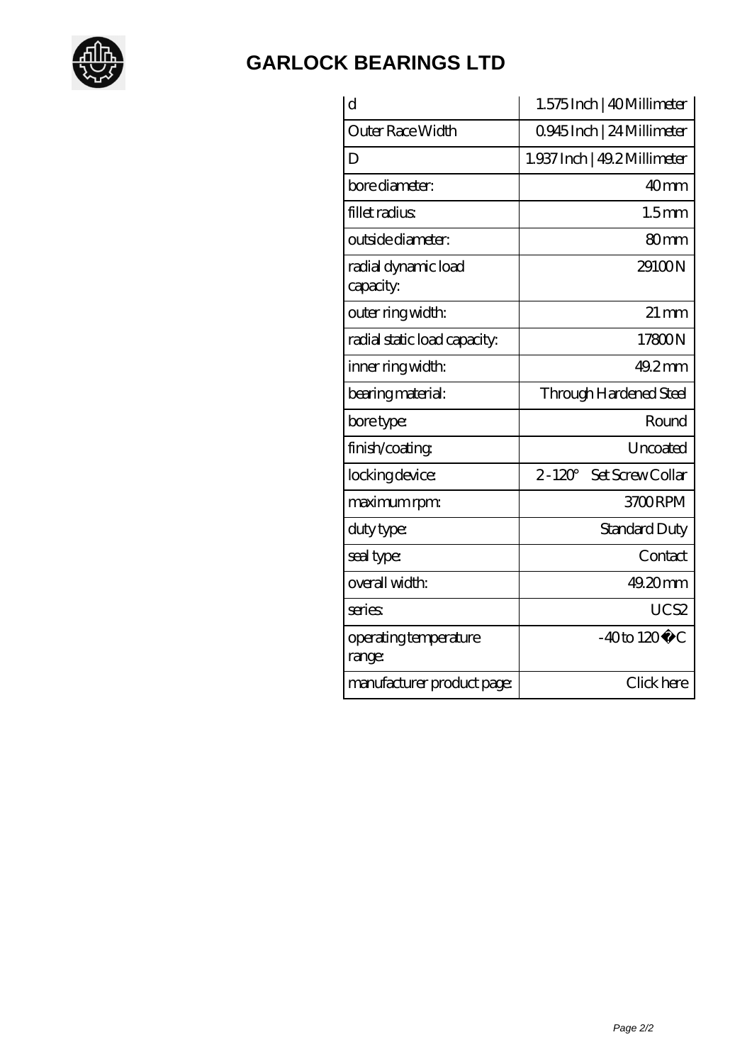# GARLOCK BEARINGS LTD

| | |
|---|---|
| d | 1.575 Inch \| 40 Millimeter |
| Outer Race Width | 0.945 Inch \| 24 Millimeter |
| D | 1.937 Inch \| 49.2 Millimeter |
| bore diameter: | 40 mm |
| fillet radius: | 1.5 mm |
| outside diameter: | 80 mm |
| radial dynamic load capacity: | 29100 N |
| outer ring width: | 21 mm |
| radial static load capacity: | 17800 N |
| inner ring width: | 49.2 mm |
| bearing material: | Through Hardened Steel |
| bore type: | Round |
| finish/coating: | Uncoated |
| locking device: | 2 - 120° Set Screw Collar |
| maximum rpm: | 3700 RPM |
| duty type: | Standard Duty |
| seal type: | Contact |
| overall width: | 49.20 mm |
| series: | UCS2 |
| operating temperature range: | -40 to 120 �C |
| manufacturer product page: | Click here |